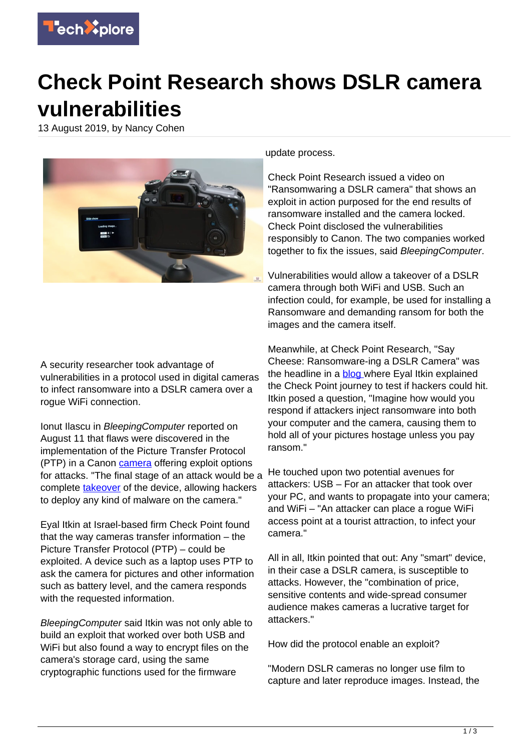# Check Point Research shows DSLR camera vulnerabilities

13 August 2019, by Nancy Cohen

A security researcher took advantage of vulnerabilities in a protocol used in digital cameras to infect ransomware into a DSLR camera over a rogue WiFi connection.

Ionut Ilascu in *BleepingComputer* reported on August 11 that flaws were discovered in the implementation of the Picture Transfer Protocol (PTP) in a Canon camera offering exploit options for attacks. "The final stage of an attack would be a complete takeover of the device, allowing hackers to deploy any kind of malware on the camera."

Eyal Itkin at Israel-based firm Check Point found that the way cameras transfer information – the Picture Transfer Protocol (PTP) – could be exploited. A device such as a laptop uses PTP to ask the camera for pictures and other information such as battery level, and the camera responds with the requested information.

*BleepingComputer* said Itkin was not only able to build an exploit that worked over both USB and WiFi but also found a way to encrypt files on the camera's storage card, using the same cryptographic functions used for the firmware update process.

Check Point Research issued a video on "Ransomwaring a DSLR camera" that shows an exploit in action purposed for the end results of ransomware installed and the camera locked. Check Point disclosed the vulnerabilities responsibly to Canon. The two companies worked together to fix the issues, said *BleepingComputer*.

Vulnerabilities would allow a takeover of a DSLR camera through both WiFi and USB. Such an infection could, for example, be used for installing a Ransomware and demanding ransom for both the images and the camera itself.

Meanwhile, at Check Point Research, "Say Cheese: Ransomware-ing a DSLR Camera" was the headline in a blog where Eyal Itkin explained the Check Point journey to test if hackers could hit. Itkin posed a question, "Imagine how would you respond if attackers inject ransomware into both your computer and the camera, causing them to hold all of your pictures hostage unless you pay ransom."

He touched upon two potential avenues for attackers: USB – For an attacker that took over your PC, and wants to propagate into your camera; and WiFi – "An attacker can place a rogue WiFi access point at a tourist attraction, to infect your camera."

All in all, Itkin pointed that out: Any "smart" device, in their case a DSLR camera, is susceptible to attacks. However, the "combination of price, sensitive contents and wide-spread consumer audience makes cameras a lucrative target for attackers."

How did the protocol enable an exploit?

"Modern DSLR cameras no longer use film to capture and later reproduce images. Instead, the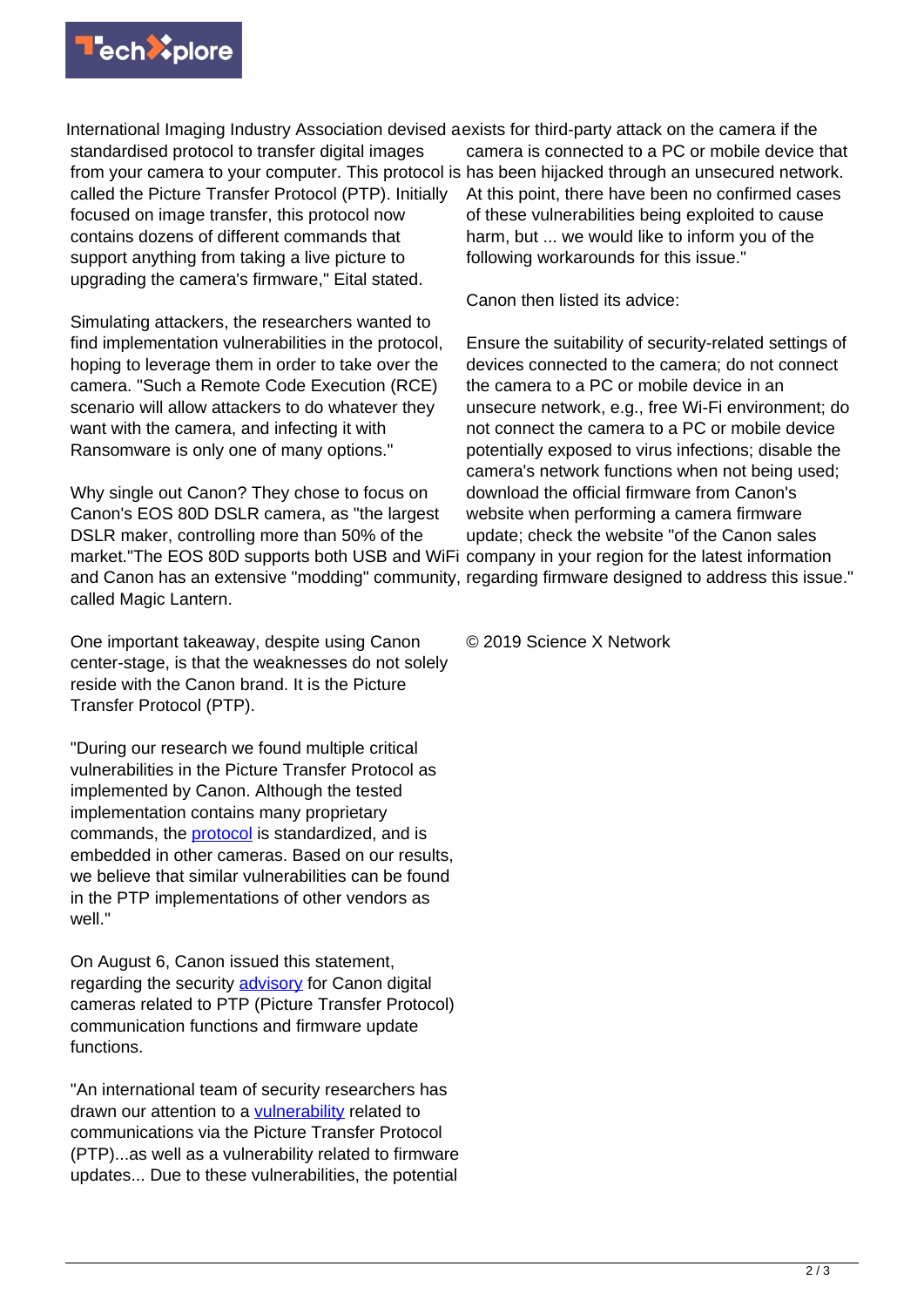International Imaging Industry Association devised a standardised protocol to transfer digital images from your camera to your computer. This protocol is called the Picture Transfer Protocol (PTP). Initially focused on image transfer, this protocol now contains dozens of different commands that support anything from taking a live picture to upgrading the camera's firmware," Eital stated.

Simulating attackers, the researchers wanted to find implementation vulnerabilities in the protocol, hoping to leverage them in order to take over the camera. "Such a Remote Code Execution (RCE) scenario will allow attackers to do whatever they want with the camera, and infecting it with Ransomware is only one of many options."

Why single out Canon? They chose to focus on Canon's EOS 80D DSLR camera, as "the largest DSLR maker, controlling more than 50% of the market."The EOS 80D supports both USB and WiFi and Canon has an extensive "modding" community, called Magic Lantern.

One important takeaway, despite using Canon center-stage, is that the weaknesses do not solely reside with the Canon brand. It is the Picture Transfer Protocol (PTP).

"During our research we found multiple critical vulnerabilities in the Picture Transfer Protocol as implemented by Canon. Although the tested implementation contains many proprietary commands, the protocol is standardized, and is embedded in other cameras. Based on our results, we believe that similar vulnerabilities can be found in the PTP implementations of other vendors as well."

On August 6, Canon issued this statement, regarding the security advisory for Canon digital cameras related to PTP (Picture Transfer Protocol) communication functions and firmware update functions.

"An international team of security researchers has drawn our attention to a vulnerability related to communications via the Picture Transfer Protocol (PTP)...as well as a vulnerability related to firmware updates... Due to these vulnerabilities, the potential exists for third-party attack on the camera if the camera is connected to a PC or mobile device that has been hijacked through an unsecured network. At this point, there have been no confirmed cases of these vulnerabilities being exploited to cause harm, but ... we would like to inform you of the following workarounds for this issue."

Canon then listed its advice:

Ensure the suitability of security-related settings of devices connected to the camera; do not connect the camera to a PC or mobile device in an unsecure network, e.g., free Wi-Fi environment; do not connect the camera to a PC or mobile device potentially exposed to virus infections; disable the camera's network functions when not being used; download the official firmware from Canon's website when performing a camera firmware update; check the website "of the Canon sales company in your region for the latest information regarding firmware designed to address this issue."

© 2019 Science X Network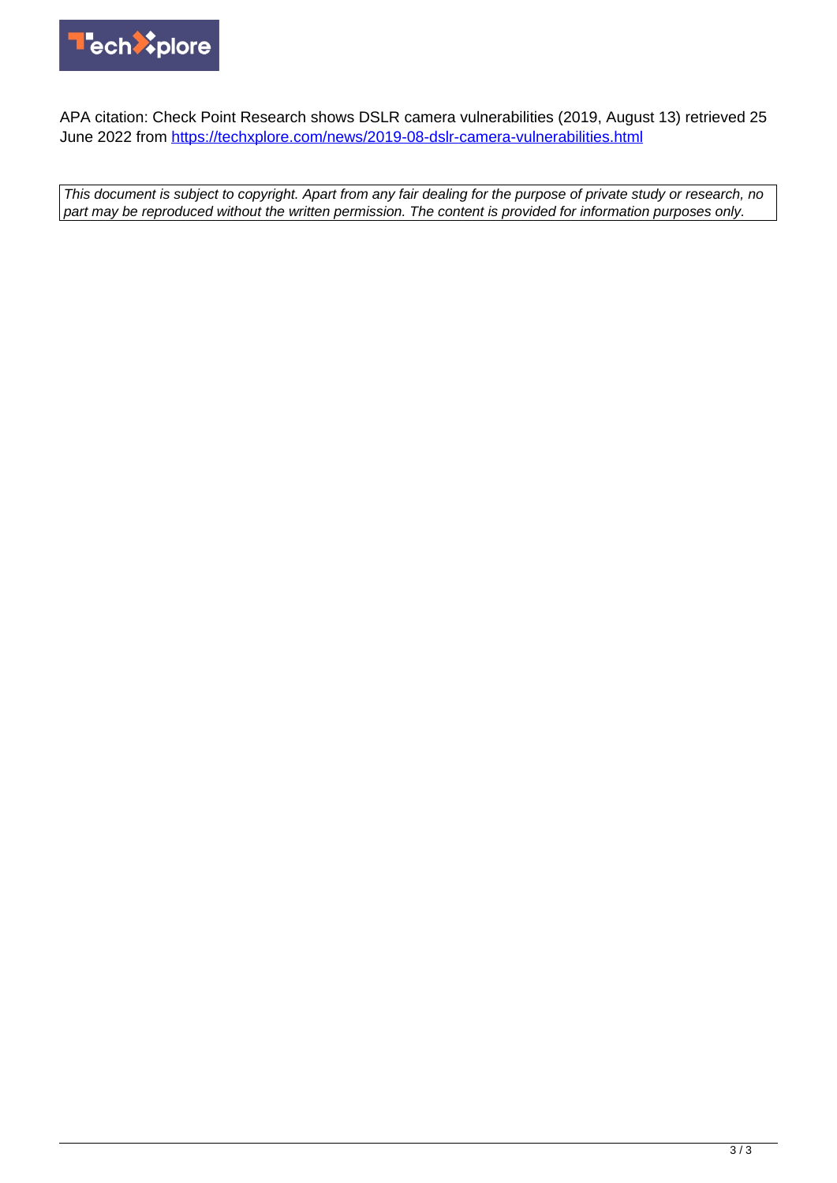APA citation: Check Point Research shows DSLR camera vulnerabilities (2019, August 13) retrieved 25 June 2022 from https://techxplore.com/news/2019-08-dslr-camera-vulnerabilities.html

*This document is subject to copyright. Apart from any fair dealing for the purpose of private study or research, no part may be reproduced without the written permission. The content is provided for information purposes only.*